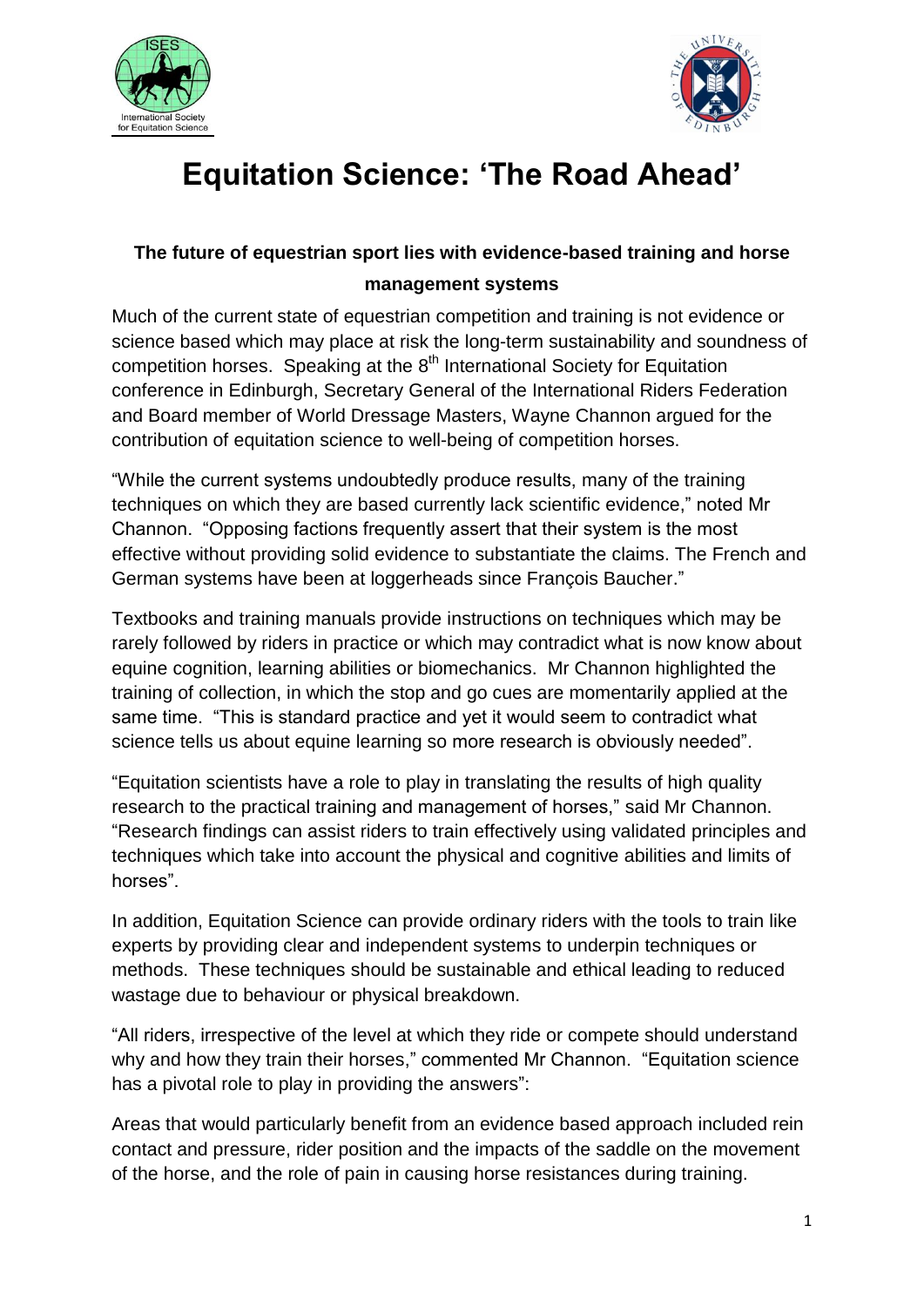# Equitation Science: 'The Road Ahead'

**The future of equestrian sport lies with evidence-based training and horse management systems**

Much of the current state of equestrian competition and training is not evidence or science based which may place at risk the long-term sustainability and soundness of competition horses. Speaking at the 8th International Society for Equitation conference in Edinburgh, Secretary General of the International Riders Federation and Board member of World Dressage Masters, Wayne Channon argued for the contribution of equitation science to well-being of competition horses.

"While the current systems undoubtedly produce results, many of the training techniques on which they are based currently lack scientific evidence," noted Mr Channon. "Opposing factions frequently assert that their system is the most effective without providing solid evidence to substantiate the claims. The French and German systems have been at loggerheads since François Baucher."

Textbooks and training manuals provide instructions on techniques which may be rarely followed by riders in practice or which may contradict what is now know about equine cognition, learning abilities or biomechanics. Mr Channon highlighted the training of collection, in which the stop and go cues are momentarily applied at the same time. "This is standard practice and yet it would seem to contradict what science tells us about equine learning so more research is obviously needed".

"Equitation scientists have a role to play in translating the results of high quality research to the practical training and management of horses," said Mr Channon. "Research findings can assist riders to train effectively using validated principles and techniques which take into account the physical and cognitive abilities and limits of horses".

In addition, Equitation Science can provide ordinary riders with the tools to train like experts by providing clear and independent systems to underpin techniques or methods. These techniques should be sustainable and ethical leading to reduced wastage due to behaviour or physical breakdown.

"All riders, irrespective of the level at which they ride or compete should understand why and how they train their horses," commented Mr Channon. "Equitation science has a pivotal role to play in providing the answers":

Areas that would particularly benefit from an evidence based approach included rein contact and pressure, rider position and the impacts of the saddle on the movement of the horse, and the role of pain in causing horse resistances during training.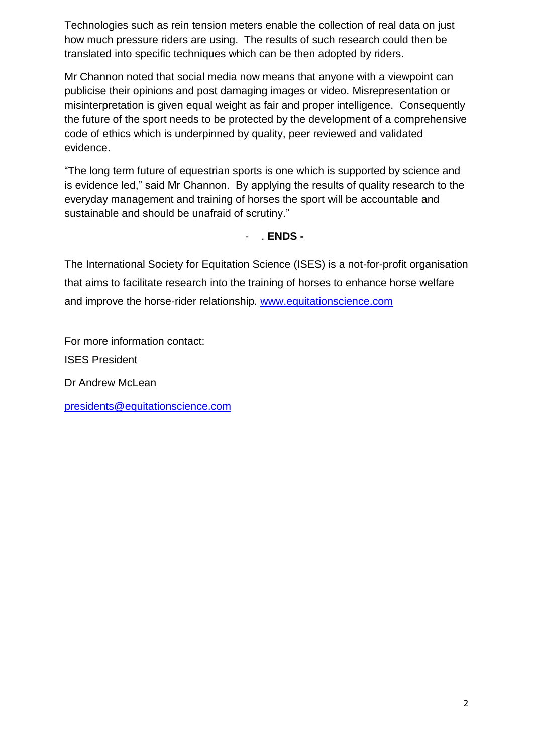Technologies such as rein tension meters enable the collection of real data on just how much pressure riders are using. The results of such research could then be translated into specific techniques which can be then adopted by riders.

Mr Channon noted that social media now means that anyone with a viewpoint can publicise their opinions and post damaging images or video. Misrepresentation or misinterpretation is given equal weight as fair and proper intelligence. Consequently the future of the sport needs to be protected by the development of a comprehensive code of ethics which is underpinned by quality, peer reviewed and validated evidence.

"The long term future of equestrian sports is one which is supported by science and is evidence led," said Mr Channon. By applying the results of quality research to the everyday management and training of horses the sport will be accountable and sustainable and should be unafraid of scrutiny."

- . **ENDS -**

The International Society for Equitation Science (ISES) is a not-for-profit organisation that aims to facilitate research into the training of horses to enhance horse welfare and improve the horse-rider relationship. [www.equitationscience.com](http://www.equitationscience.com)

For more information contact:

ISES President

Dr Andrew McLean

[presidents@equitationscience.com](mailto:presidents@equitationscience.com)